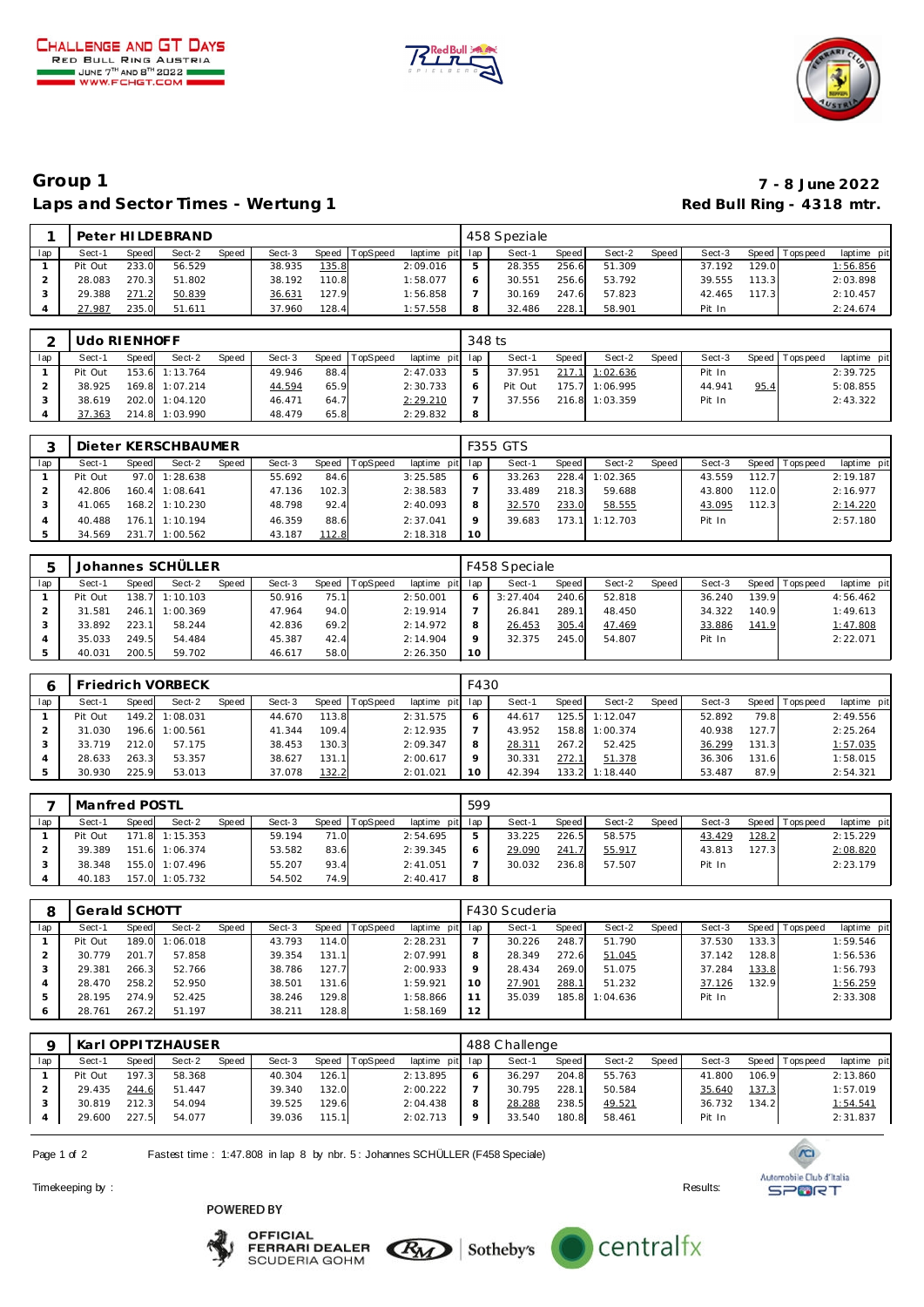CHALLENGE AND GT DAYS
RED BULL RING AUSTRIA
JUNE 7TH AND 8TH 2022
WWW.FCHGT.COM

# Group 1

## Laps and Sector Times - Wertung 1

**7 - 8 June 2022**
**Red Bull Ring - 4318 mtr.**

| 1 | Peter HILDEBRAND | | | | | | | | 458 Speziale | | | | | | | | |
|---|---|---|---|---|---|---|---|---|---|---|---|---|---|---|---|---|---|
| lap | Sect-1 | Speed | Sect-2 | Speed | Sect-3 | Speed | TopSpeed | laptime pit | lap | Sect-1 | Speed | Sect-2 | Speed | Sect-3 | Speed | Topspeed | laptime pit |
| 1 | Pit Out | 233.0 | 56.529 | | 38.935 | 135.8 | | 2:09.016 | 5 | 28.355 | 256.6 | 51.309 | | 37.192 | 129.0 | | 1:56.856 |
| 2 | 28.083 | 270.3 | 51.802 | | 38.192 | 110.8 | | 1:58.077 | 6 | 30.551 | 256.6 | 53.792 | | 39.555 | 113.3 | | 2:03.898 |
| 3 | 29.388 | 271.2 | 50.839 | | 36.631 | 127.9 | | 1:56.858 | 7 | 30.169 | 247.6 | 57.823 | | 42.465 | 117.3 | | 2:10.457 |
| 4 | 27.987 | 235.0 | 51.611 | | 37.960 | 128.4 | | 1:57.558 | 8 | 32.486 | 228.1 | 58.901 | | Pit In | | | 2:24.674 |

| 2 | Udo RIENHOFF | | | | | | | | 348 ts | | | | | | | | |
|---|---|---|---|---|---|---|---|---|---|---|---|---|---|---|---|---|---|
| lap | Sect-1 | Speed | Sect-2 | Speed | Sect-3 | Speed | TopSpeed | laptime pit | lap | Sect-1 | Speed | Sect-2 | Speed | Sect-3 | Speed | Topspeed | laptime pit |
| 1 | Pit Out | 153.6 | 1:13.764 | | 49.946 | 88.4 | | 2:47.033 | 5 | 37.951 | 217.1 | 1:02.636 | | Pit In | | | 2:39.725 |
| 2 | 38.925 | 169.8 | 1:07.214 | | 44.594 | 65.9 | | 2:30.733 | 6 | Pit Out | 175.7 | 1:06.995 | | 44.941 | 95.4 | | 5:08.855 |
| 3 | 38.619 | 202.0 | 1:04.120 | | 46.471 | 64.7 | | 2:29.210 | 7 | 37.556 | 216.8 | 1:03.359 | | Pit In | | | 2:43.322 |
| 4 | 37.363 | 214.8 | 1:03.990 | | 48.479 | 65.8 | | 2:29.832 | 8 | | | | | | | | |

| 3 | Dieter KERSCHBAUMER | | | | | | | | F355 GTS | | | | | | | | |
|---|---|---|---|---|---|---|---|---|---|---|---|---|---|---|---|---|---|
| lap | Sect-1 | Speed | Sect-2 | Speed | Sect-3 | Speed | TopSpeed | laptime pit | lap | Sect-1 | Speed | Sect-2 | Speed | Sect-3 | Speed | Topspeed | laptime pit |
| 1 | Pit Out | 97.0 | 1:28.638 | | 55.692 | 84.6 | | 3:25.585 | 6 | 33.263 | 228.4 | 1:02.365 | | 43.559 | 112.7 | | 2:19.187 |
| 2 | 42.806 | 160.4 | 1:08.641 | | 47.136 | 102.3 | | 2:38.583 | 7 | 33.489 | 218.3 | 59.688 | | 43.800 | 112.0 | | 2:16.977 |
| 3 | 41.065 | 168.2 | 1:10.230 | | 48.798 | 92.4 | | 2:40.093 | 8 | 32.570 | 233.0 | 58.555 | | 43.095 | 112.3 | | 2:14.220 |
| 4 | 40.488 | 176.1 | 1:10.194 | | 46.359 | 88.6 | | 2:37.041 | 9 | 39.683 | 173.1 | 1:12.703 | | Pit In | | | 2:57.180 |
| 5 | 34.569 | 231.7 | 1:00.562 | | 43.187 | 112.8 | | 2:18.318 | 10 | | | | | | | | |

| 5 | Johannes SCHÜLLER | | | | | | | | F458 Speciale | | | | | | | | |
|---|---|---|---|---|---|---|---|---|---|---|---|---|---|---|---|---|---|
| lap | Sect-1 | Speed | Sect-2 | Speed | Sect-3 | Speed | TopSpeed | laptime pit | lap | Sect-1 | Speed | Sect-2 | Speed | Sect-3 | Speed | Topspeed | laptime pit |
| 1 | Pit Out | 138.7 | 1:10.103 | | 50.916 | 75.1 | | 2:50.001 | 6 | 3:27.404 | 240.6 | 52.818 | | 36.240 | 139.9 | | 4:56.462 |
| 2 | 31.581 | 246.1 | 1:00.369 | | 47.964 | 94.0 | | 2:19.914 | 7 | 26.841 | 289.1 | 48.450 | | 34.322 | 140.9 | | 1:49.613 |
| 3 | 33.892 | 223.1 | 58.244 | | 42.836 | 69.2 | | 2:14.972 | 8 | 26.453 | 305.4 | 47.469 | | 33.886 | 141.9 | | 1:47.808 |
| 4 | 35.033 | 249.5 | 54.484 | | 45.387 | 42.4 | | 2:14.904 | 9 | 32.375 | 245.0 | 54.807 | | Pit In | | | 2:22.071 |
| 5 | 40.031 | 200.5 | 59.702 | | 46.617 | 58.0 | | 2:26.350 | 10 | | | | | | | | |

| 6 | Friedrich VORBECK | | | | | | | | F430 | | | | | | | | |
|---|---|---|---|---|---|---|---|---|---|---|---|---|---|---|---|---|---|
| lap | Sect-1 | Speed | Sect-2 | Speed | Sect-3 | Speed | TopSpeed | laptime pit | lap | Sect-1 | Speed | Sect-2 | Speed | Sect-3 | Speed | Topspeed | laptime pit |
| 1 | Pit Out | 149.2 | 1:08.031 | | 44.670 | 113.8 | | 2:31.575 | 6 | 44.617 | 125.5 | 1:12.047 | | 52.892 | 79.8 | | 2:49.556 |
| 2 | 31.030 | 196.6 | 1:00.561 | | 41.344 | 109.4 | | 2:12.935 | 7 | 43.952 | 158.8 | 1:00.374 | | 40.938 | 127.7 | | 2:25.264 |
| 3 | 33.719 | 212.0 | 57.175 | | 38.453 | 130.3 | | 2:09.347 | 8 | 28.311 | 267.2 | 52.425 | | 36.299 | 131.3 | | 1:57.035 |
| 4 | 28.633 | 263.3 | 53.357 | | 38.627 | 131.1 | | 2:00.617 | 9 | 30.331 | 272.1 | 51.378 | | 36.306 | 131.6 | | 1:58.015 |
| 5 | 30.930 | 225.9 | 53.013 | | 37.078 | 132.2 | | 2:01.021 | 10 | 42.394 | 133.2 | 1:18.440 | | 53.487 | 87.9 | | 2:54.321 |

| 7 | Manfred POSTL | | | | | | | | 599 | | | | | | | | |
|---|---|---|---|---|---|---|---|---|---|---|---|---|---|---|---|---|---|
| lap | Sect-1 | Speed | Sect-2 | Speed | Sect-3 | Speed | TopSpeed | laptime pit | lap | Sect-1 | Speed | Sect-2 | Speed | Sect-3 | Speed | Topspeed | laptime pit |
| 1 | Pit Out | 171.8 | 1:15.353 | | 59.194 | 71.0 | | 2:54.695 | 5 | 33.225 | 226.5 | 58.575 | | 43.429 | 128.2 | | 2:15.229 |
| 2 | 39.389 | 151.6 | 1:06.374 | | 53.582 | 83.6 | | 2:39.345 | 6 | 29.090 | 241.7 | 55.917 | | 43.813 | 127.3 | | 2:08.820 |
| 3 | 38.348 | 155.0 | 1:07.496 | | 55.207 | 93.4 | | 2:41.051 | 7 | 30.032 | 236.8 | 57.507 | | Pit In | | | 2:23.179 |
| 4 | 40.183 | 157.0 | 1:05.732 | | 54.502 | 74.9 | | 2:40.417 | 8 | | | | | | | | |

| 8 | Gerald SCHOTT | | | | | | | | F430 Scuderia | | | | | | | | |
|---|---|---|---|---|---|---|---|---|---|---|---|---|---|---|---|---|---|
| lap | Sect-1 | Speed | Sect-2 | Speed | Sect-3 | Speed | TopSpeed | laptime pit | lap | Sect-1 | Speed | Sect-2 | Speed | Sect-3 | Speed | Topspeed | laptime pit |
| 1 | Pit Out | 189.0 | 1:06.018 | | 43.793 | 114.0 | | 2:28.231 | 7 | 30.226 | 248.7 | 51.790 | | 37.530 | 133.3 | | 1:59.546 |
| 2 | 30.779 | 201.7 | 57.858 | | 39.354 | 131.1 | | 2:07.991 | 8 | 28.349 | 272.6 | 51.045 | | 37.142 | 128.8 | | 1:56.536 |
| 3 | 29.381 | 266.3 | 52.766 | | 38.786 | 127.7 | | 2:00.933 | 9 | 28.434 | 269.0 | 51.075 | | 37.284 | 133.8 | | 1:56.793 |
| 4 | 28.470 | 258.2 | 52.950 | | 38.501 | 131.6 | | 1:59.921 | 10 | 27.901 | 288.1 | 51.232 | | 37.126 | 132.9 | | 1:56.259 |
| 5 | 28.195 | 274.9 | 52.425 | | 38.246 | 129.8 | | 1:58.866 | 11 | 35.039 | 185.8 | 1:04.636 | | Pit In | | | 2:33.308 |
| 6 | 28.761 | 267.2 | 51.197 | | 38.211 | 128.8 | | 1:58.169 | 12 | | | | | | | | |

| 9 | Karl OPPITZHAUSER | | | | | | | | 488 Challenge | | | | | | | | |
|---|---|---|---|---|---|---|---|---|---|---|---|---|---|---|---|---|---|
| lap | Sect-1 | Speed | Sect-2 | Speed | Sect-3 | Speed | TopSpeed | laptime pit | lap | Sect-1 | Speed | Sect-2 | Speed | Sect-3 | Speed | Topspeed | laptime pit |
| 1 | Pit Out | 197.3 | 58.368 | | 40.304 | 126.1 | | 2:13.895 | 6 | 36.297 | 204.8 | 55.763 | | 41.800 | 106.9 | | 2:13.860 |
| 2 | 29.435 | 244.6 | 51.447 | | 39.340 | 132.0 | | 2:00.222 | 7 | 30.795 | 228.1 | 50.584 | | 35.640 | 137.3 | | 1:57.019 |
| 3 | 30.819 | 212.3 | 54.094 | | 39.525 | 129.6 | | 2:04.438 | 8 | 28.288 | 238.5 | 49.521 | | 36.732 | 134.2 | | 1:54.541 |
| 4 | 29.600 | 227.5 | 54.077 | | 39.036 | 115.1 | | 2:02.713 | 9 | 33.540 | 180.8 | 58.461 | | Pit In | | | 2:31.837 |

Fastest time : 1:47.808 in lap 8 by nbr. 5 : Johannes SCHÜLLER (F458 Speciale)

Timekeeping by :

Results:

POWERED BY

OFFICIAL FERRARI DEALER SCUDERIA GOHM | Sotheby's | centralfx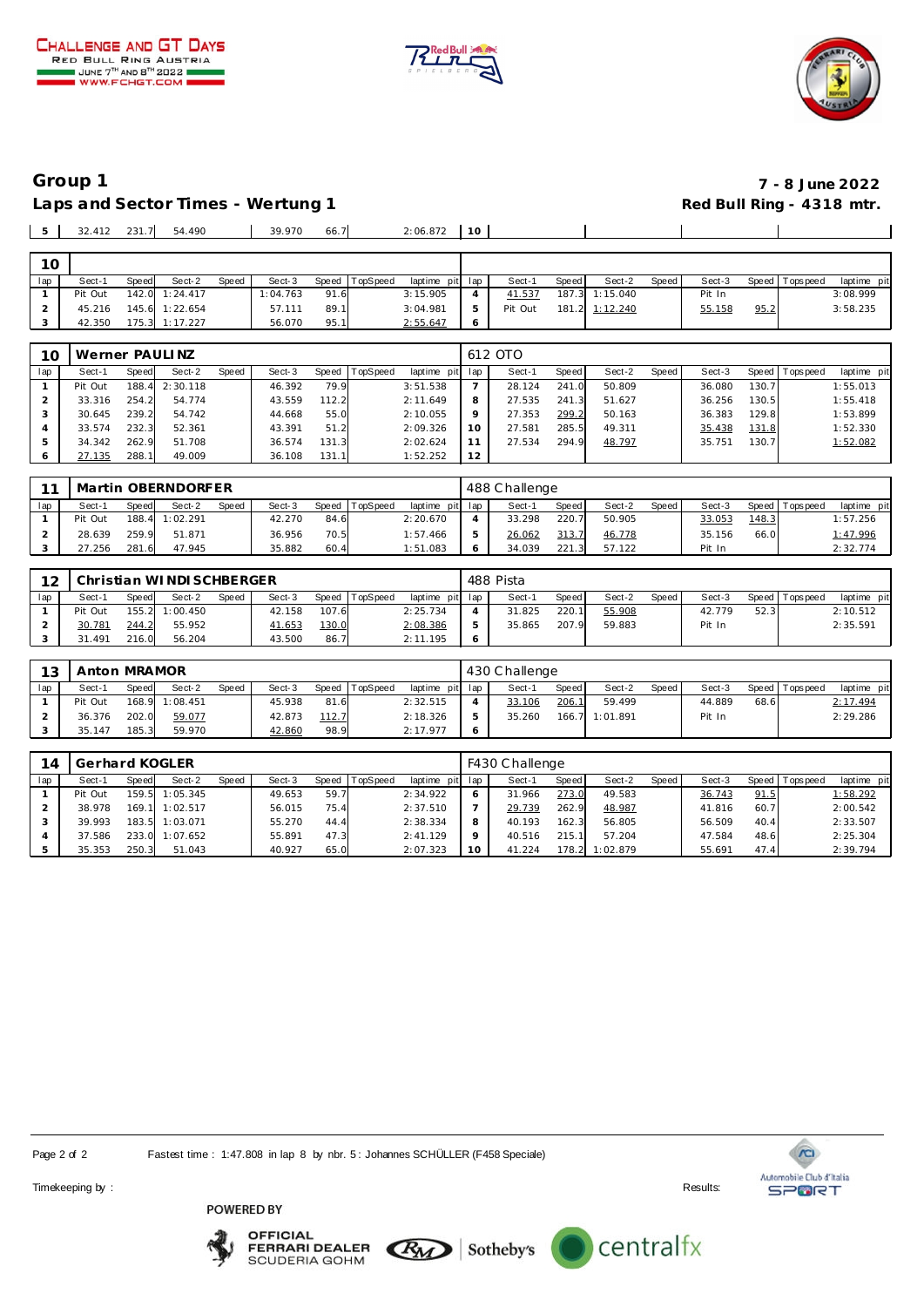CHALLENGE AND GT DAYS
RED BULL RING AUSTRIA
JUNE 7TH AND 8TH 2022
WWW.FCHGT.COM

## Group 1

**7 - 8 June 2022**

## Laps and Sector Times - Wertung 1

**Red Bull Ring - 4318 mtr.**

| 5 | 32.412 | 231.7 | 54.490 | | 39.970 | 66.7 | | 2:06.872 | 10 | | | | | | | | |
|---|---|---|---|---|---|---|---|---|---|---|---|---|---|---|---|---|---|

### 10

| lap | Sect-1 | Speed | Sect-2 | Speed | Sect-3 | Speed | TopSpeed | laptime pit | lap | Sect-1 | Speed | Sect-2 | Speed | Sect-3 | Speed | Topspeed | laptime pit |
|---|---|---|---|---|---|---|---|---|---|---|---|---|---|---|---|---|---|
| 1 | Pit Out | 142.0 | 1:24.417 | | 1:04.763 | 91.6 | | 3:15.905 | 4 | 41.537 | 187.3 | 1:15.040 | | Pit In | | | 3:08.999 |
| 2 | 45.216 | 145.6 | 1:22.654 | | 57.111 | 89.1 | | 3:04.981 | 5 | Pit Out | 181.2 | 1:12.240 | | 55.158 | 95.2 | | 3:58.235 |
| 3 | 42.350 | 175.3 | 1:17.227 | | 56.070 | 95.1 | | 2:55.647 | 6 | | | | | | | | |

### 10 Werner PAULINZ — 612 OTO

| lap | Sect-1 | Speed | Sect-2 | Speed | Sect-3 | Speed | TopSpeed | laptime pit | lap | Sect-1 | Speed | Sect-2 | Speed | Sect-3 | Speed | Topspeed | laptime pit |
|---|---|---|---|---|---|---|---|---|---|---|---|---|---|---|---|---|---|
| 1 | Pit Out | 188.4 | 2:30.118 | | 46.392 | 79.9 | | 3:51.538 | 7 | 28.124 | 241.0 | 50.809 | | 36.080 | 130.7 | | 1:55.013 |
| 2 | 33.316 | 254.2 | 54.774 | | 43.559 | 112.2 | | 2:11.649 | 8 | 27.535 | 241.3 | 51.627 | | 36.256 | 130.5 | | 1:55.418 |
| 3 | 30.645 | 239.2 | 54.742 | | 44.668 | 55.0 | | 2:10.055 | 9 | 27.353 | 299.2 | 50.163 | | 36.383 | 129.8 | | 1:53.899 |
| 4 | 33.574 | 232.3 | 52.361 | | 43.391 | 51.2 | | 2:09.326 | 10 | 27.581 | 285.5 | 49.311 | | 35.438 | 131.8 | | 1:52.330 |
| 5 | 34.342 | 262.9 | 51.708 | | 36.574 | 131.3 | | 2:02.624 | 11 | 27.534 | 294.9 | 48.797 | | 35.751 | 130.7 | | 1:52.082 |
| 6 | 27.135 | 288.1 | 49.009 | | 36.108 | 131.1 | | 1:52.252 | 12 | | | | | | | | |

### 11 Martin OBERNDORFER — 488 Challenge

| lap | Sect-1 | Speed | Sect-2 | Speed | Sect-3 | Speed | TopSpeed | laptime pit | lap | Sect-1 | Speed | Sect-2 | Speed | Sect-3 | Speed | Topspeed | laptime pit |
|---|---|---|---|---|---|---|---|---|---|---|---|---|---|---|---|---|---|
| 1 | Pit Out | 188.4 | 1:02.291 | | 42.270 | 84.6 | | 2:20.670 | 4 | 33.298 | 220.7 | 50.905 | | 33.053 | 148.3 | | 1:57.256 |
| 2 | 28.639 | 259.9 | 51.871 | | 36.956 | 70.5 | | 1:57.466 | 5 | 26.062 | 313.7 | 46.778 | | 35.156 | 66.0 | | 1:47.996 |
| 3 | 27.256 | 281.6 | 47.945 | | 35.882 | 60.4 | | 1:51.083 | 6 | 34.039 | 221.3 | 57.122 | | Pit In | | | 2:32.774 |

### 12 Christian WINDISCHBERGER — 488 Pista

| lap | Sect-1 | Speed | Sect-2 | Speed | Sect-3 | Speed | TopSpeed | laptime pit | lap | Sect-1 | Speed | Sect-2 | Speed | Sect-3 | Speed | Topspeed | laptime pit |
|---|---|---|---|---|---|---|---|---|---|---|---|---|---|---|---|---|---|
| 1 | Pit Out | 155.2 | 1:00.450 | | 42.158 | 107.6 | | 2:25.734 | 4 | 31.825 | 220.1 | 55.908 | | 42.779 | 52.3 | | 2:10.512 |
| 2 | 30.781 | 244.2 | 55.952 | | 41.653 | 130.0 | | 2:08.386 | 5 | 35.865 | 207.9 | 59.883 | | Pit In | | | 2:35.591 |
| 3 | 31.491 | 216.0 | 56.204 | | 43.500 | 86.7 | | 2:11.195 | 6 | | | | | | | | |

### 13 Anton MRAMOR — 430 Challenge

| lap | Sect-1 | Speed | Sect-2 | Speed | Sect-3 | Speed | TopSpeed | laptime pit | lap | Sect-1 | Speed | Sect-2 | Speed | Sect-3 | Speed | Topspeed | laptime pit |
|---|---|---|---|---|---|---|---|---|---|---|---|---|---|---|---|---|---|
| 1 | Pit Out | 168.9 | 1:08.451 | | 45.938 | 81.6 | | 2:32.515 | 4 | 33.106 | 206.1 | 59.499 | | 44.889 | 68.6 | | 2:17.494 |
| 2 | 36.376 | 202.0 | 59.077 | | 42.873 | 112.7 | | 2:18.326 | 5 | 35.260 | 166.7 | 1:01.891 | | Pit In | | | 2:29.286 |
| 3 | 35.147 | 185.3 | 59.970 | | 42.860 | 98.9 | | 2:17.977 | 6 | | | | | | | | |

### 14 Gerhard KOGLER — F430 Challenge

| lap | Sect-1 | Speed | Sect-2 | Speed | Sect-3 | Speed | TopSpeed | laptime pit | lap | Sect-1 | Speed | Sect-2 | Speed | Sect-3 | Speed | Topspeed | laptime pit |
|---|---|---|---|---|---|---|---|---|---|---|---|---|---|---|---|---|---|
| 1 | Pit Out | 159.5 | 1:05.345 | | 49.653 | 59.7 | | 2:34.922 | 6 | 31.966 | 273.0 | 49.583 | | 36.743 | 91.5 | | 1:58.292 |
| 2 | 38.978 | 169.1 | 1:02.517 | | 56.015 | 75.4 | | 2:37.510 | 7 | 29.739 | 262.9 | 48.987 | | 41.816 | 60.7 | | 2:00.542 |
| 3 | 39.993 | 183.5 | 1:03.071 | | 55.270 | 44.4 | | 2:38.334 | 8 | 40.193 | 162.3 | 56.805 | | 56.509 | 40.4 | | 2:33.507 |
| 4 | 37.586 | 233.0 | 1:07.652 | | 55.891 | 47.3 | | 2:41.129 | 9 | 40.516 | 215.1 | 57.204 | | 47.584 | 48.6 | | 2:25.304 |
| 5 | 35.353 | 250.3 | 51.043 | | 40.927 | 65.0 | | 2:07.323 | 10 | 41.224 | 178.2 | 1:02.879 | | 55.691 | 47.4 | | 2:39.794 |

Fastest time : 1:47.808 in lap 8 by nbr. 5 : Johannes SCHÜLLER (F458 Speciale)

Timekeeping by :

Results:

POWERED BY

OFFICIAL FERRARI DEALER SCUDERIA GOHM

Sotheby's

centralfx